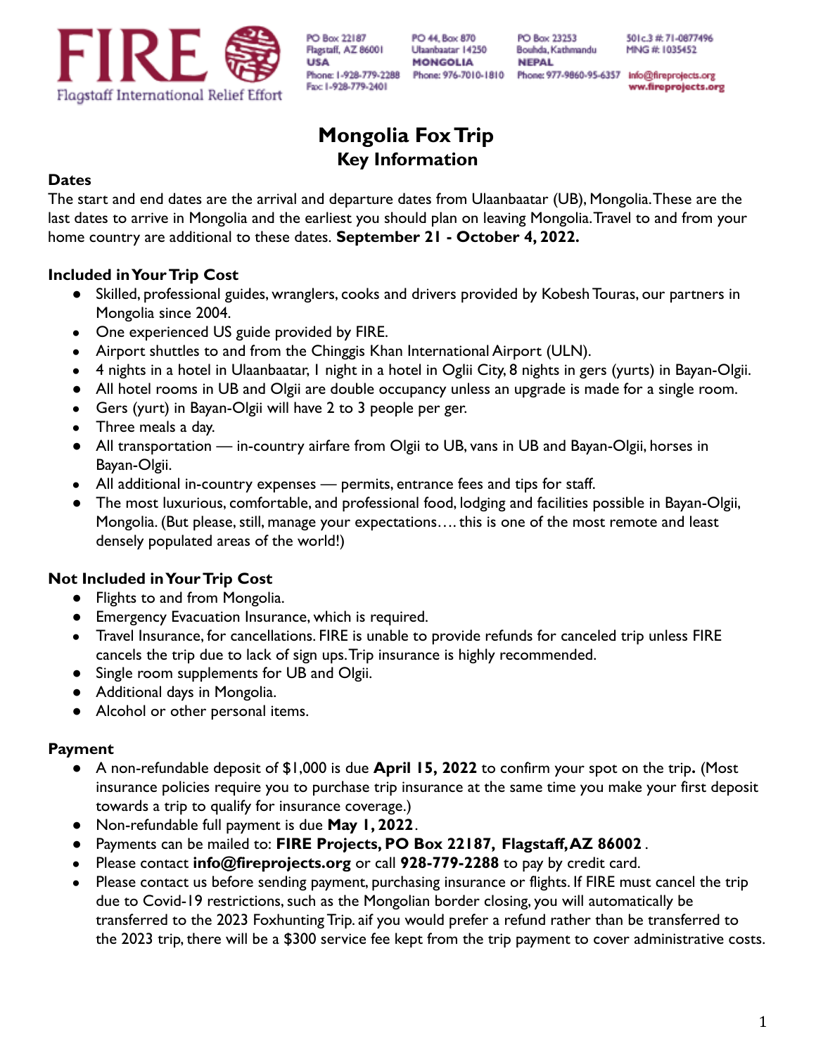FIRE
Flagstaff International Relief Effort

PO Box 22187
Flagstaff, AZ 86001
USA
Phone: 1-928-779-2288
Fax: 1-928-779-2401

PO 44, Box 870
Ulaanbaatar 14250
MONGOLIA
Phone: 976-7010-1810

PO Box 23253
Bouhda, Kathmandu
NEPAL
Phone: 977-9860-95-6357

501c.3 #: 71-0877496
MNG #: 1035452
info@fireprojects.org
ww.fireprojects.org

# Mongolia Fox Trip
## Key Information

### Dates

The start and end dates are the arrival and departure dates from Ulaanbaatar (UB), Mongolia. These are the last dates to arrive in Mongolia and the earliest you should plan on leaving Mongolia. Travel to and from your home country are additional to these dates. **September 21 - October 4, 2022.**

### Included in Your Trip Cost

- Skilled, professional guides, wranglers, cooks and drivers provided by Kobesh Touras, our partners in Mongolia since 2004.
- One experienced US guide provided by FIRE.
- Airport shuttles to and from the Chinggis Khan International Airport (ULN).
- 4 nights in a hotel in Ulaanbaatar, 1 night in a hotel in Oglii City, 8 nights in gers (yurts) in Bayan-Olgii.
- All hotel rooms in UB and Olgii are double occupancy unless an upgrade is made for a single room.
- Gers (yurt) in Bayan-Olgii will have 2 to 3 people per ger.
- Three meals a day.
- All transportation — in-country airfare from Olgii to UB, vans in UB and Bayan-Olgii, horses in Bayan-Olgii.
- All additional in-country expenses — permits, entrance fees and tips for staff.
- The most luxurious, comfortable, and professional food, lodging and facilities possible in Bayan-Olgii, Mongolia. (But please, still, manage your expectations…. this is one of the most remote and least densely populated areas of the world!)

### Not Included in Your Trip Cost

- Flights to and from Mongolia.
- Emergency Evacuation Insurance, which is required.
- Travel Insurance, for cancellations. FIRE is unable to provide refunds for canceled trip unless FIRE cancels the trip due to lack of sign ups. Trip insurance is highly recommended.
- Single room supplements for UB and Olgii.
- Additional days in Mongolia.
- Alcohol or other personal items.

### Payment

- A non-refundable deposit of $1,000 is due **April 15, 2022** to confirm your spot on the trip**.** (Most insurance policies require you to purchase trip insurance at the same time you make your first deposit towards a trip to qualify for insurance coverage.)
- Non-refundable full payment is due **May 1, 2022**.
- Payments can be mailed to: **FIRE Projects, PO Box 22187, Flagstaff, AZ 86002** .
- Please contact **info@fireprojects.org** or call **928-779-2288** to pay by credit card.
- Please contact us before sending payment, purchasing insurance or flights. If FIRE must cancel the trip due to Covid-19 restrictions, such as the Mongolian border closing, you will automatically be transferred to the 2023 Foxhunting Trip. aif you would prefer a refund rather than be transferred to the 2023 trip, there will be a $300 service fee kept from the trip payment to cover administrative costs.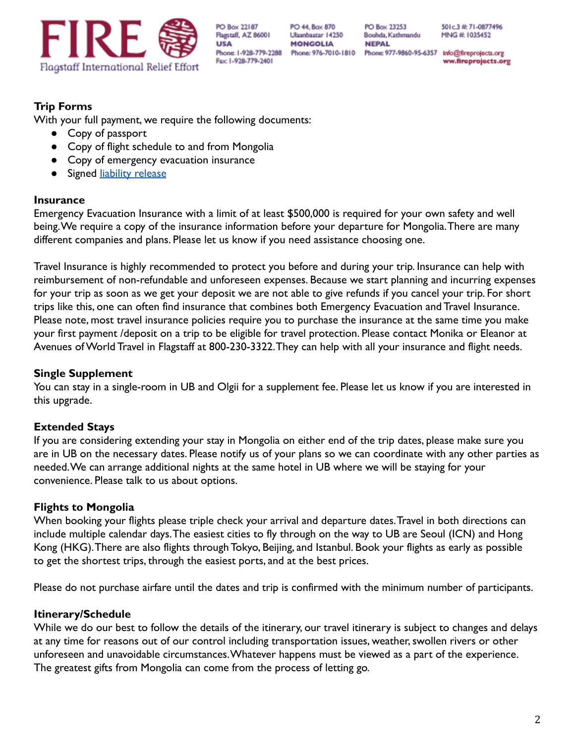## Trip Forms

With your full payment, we require the following documents:

- Copy of passport
- Copy of flight schedule to and from Mongolia
- Copy of emergency evacuation insurance
- Signed liability release

## Insurance

Emergency Evacuation Insurance with a limit of at least $500,000 is required for your own safety and well being. We require a copy of the insurance information before your departure for Mongolia. There are many different companies and plans. Please let us know if you need assistance choosing one.

Travel Insurance is highly recommended to protect you before and during your trip. Insurance can help with reimbursement of non-refundable and unforeseen expenses. Because we start planning and incurring expenses for your trip as soon as we get your deposit we are not able to give refunds if you cancel your trip. For short trips like this, one can often find insurance that combines both Emergency Evacuation and Travel Insurance. Please note, most travel insurance policies require you to purchase the insurance at the same time you make your first payment /deposit on a trip to be eligible for travel protection. Please contact Monika or Eleanor at Avenues of World Travel in Flagstaff at 800-230-3322. They can help with all your insurance and flight needs.

## Single Supplement

You can stay in a single-room in UB and Olgii for a supplement fee. Please let us know if you are interested in this upgrade.

## Extended Stays

If you are considering extending your stay in Mongolia on either end of the trip dates, please make sure you are in UB on the necessary dates. Please notify us of your plans so we can coordinate with any other parties as needed. We can arrange additional nights at the same hotel in UB where we will be staying for your convenience. Please talk to us about options.

## Flights to Mongolia

When booking your flights please triple check your arrival and departure dates. Travel in both directions can include multiple calendar days. The easiest cities to fly through on the way to UB are Seoul (ICN) and Hong Kong (HKG). There are also flights through Tokyo, Beijing, and Istanbul. Book your flights as early as possible to get the shortest trips, through the easiest ports, and at the best prices.

Please do not purchase airfare until the dates and trip is confirmed with the minimum number of participants.

## Itinerary/Schedule

While we do our best to follow the details of the itinerary, our travel itinerary is subject to changes and delays at any time for reasons out of our control including transportation issues, weather, swollen rivers or other unforeseen and unavoidable circumstances. Whatever happens must be viewed as a part of the experience. The greatest gifts from Mongolia can come from the process of letting go.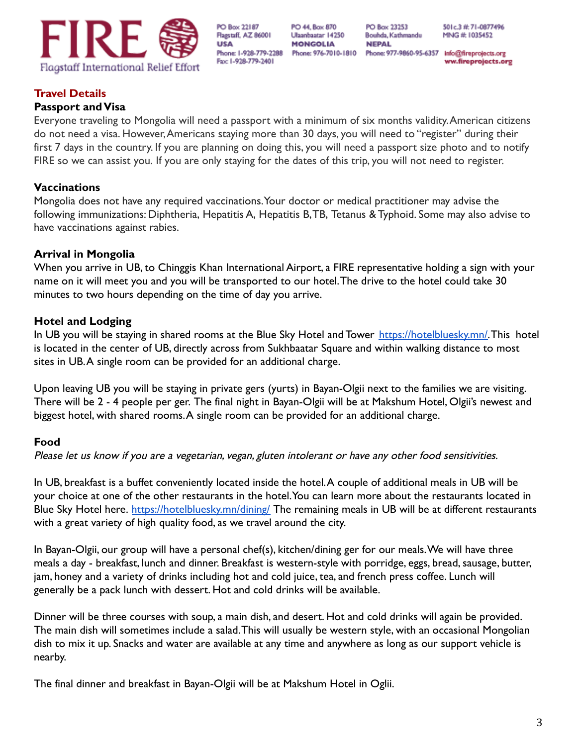# Travel Details

## Passport and Visa

Everyone traveling to Mongolia will need a passport with a minimum of six months validity. American citizens do not need a visa. However, Americans staying more than 30 days, you will need to "register" during their first 7 days in the country. If you are planning on doing this, you will need a passport size photo and to notify FIRE so we can assist you. If you are only staying for the dates of this trip, you will not need to register.

## Vaccinations

Mongolia does not have any required vaccinations. Your doctor or medical practitioner may advise the following immunizations: Diphtheria, Hepatitis A, Hepatitis B, TB, Tetanus & Typhoid. Some may also advise to have vaccinations against rabies.

## Arrival in Mongolia

When you arrive in UB, to Chinggis Khan International Airport, a FIRE representative holding a sign with your name on it will meet you and you will be transported to our hotel. The drive to the hotel could take 30 minutes to two hours depending on the time of day you arrive.

## Hotel and Lodging

In UB you will be staying in shared rooms at the Blue Sky Hotel and Tower https://hotelbluesky.mn/. This hotel is located in the center of UB, directly across from Sukhbaatar Square and within walking distance to most sites in UB. A single room can be provided for an additional charge.

Upon leaving UB you will be staying in private gers (yurts) in Bayan-Olgii next to the families we are visiting. There will be 2 - 4 people per ger. The final night in Bayan-Olgii will be at Makshum Hotel, Olgii's newest and biggest hotel, with shared rooms. A single room can be provided for an additional charge.

## Food

*Please let us know if you are a vegetarian, vegan, gluten intolerant or have any other food sensitivities.*

In UB, breakfast is a buffet conveniently located inside the hotel. A couple of additional meals in UB will be your choice at one of the other restaurants in the hotel. You can learn more about the restaurants located in Blue Sky Hotel here. https://hotelbluesky.mn/dining/ The remaining meals in UB will be at different restaurants with a great variety of high quality food, as we travel around the city.

In Bayan-Olgii, our group will have a personal chef(s), kitchen/dining ger for our meals. We will have three meals a day - breakfast, lunch and dinner. Breakfast is western-style with porridge, eggs, bread, sausage, butter, jam, honey and a variety of drinks including hot and cold juice, tea, and french press coffee. Lunch will generally be a pack lunch with dessert. Hot and cold drinks will be available.

Dinner will be three courses with soup, a main dish, and desert. Hot and cold drinks will again be provided. The main dish will sometimes include a salad. This will usually be western style, with an occasional Mongolian dish to mix it up. Snacks and water are available at any time and anywhere as long as our support vehicle is nearby.

The final dinner and breakfast in Bayan-Olgii will be at Makshum Hotel in Oglii.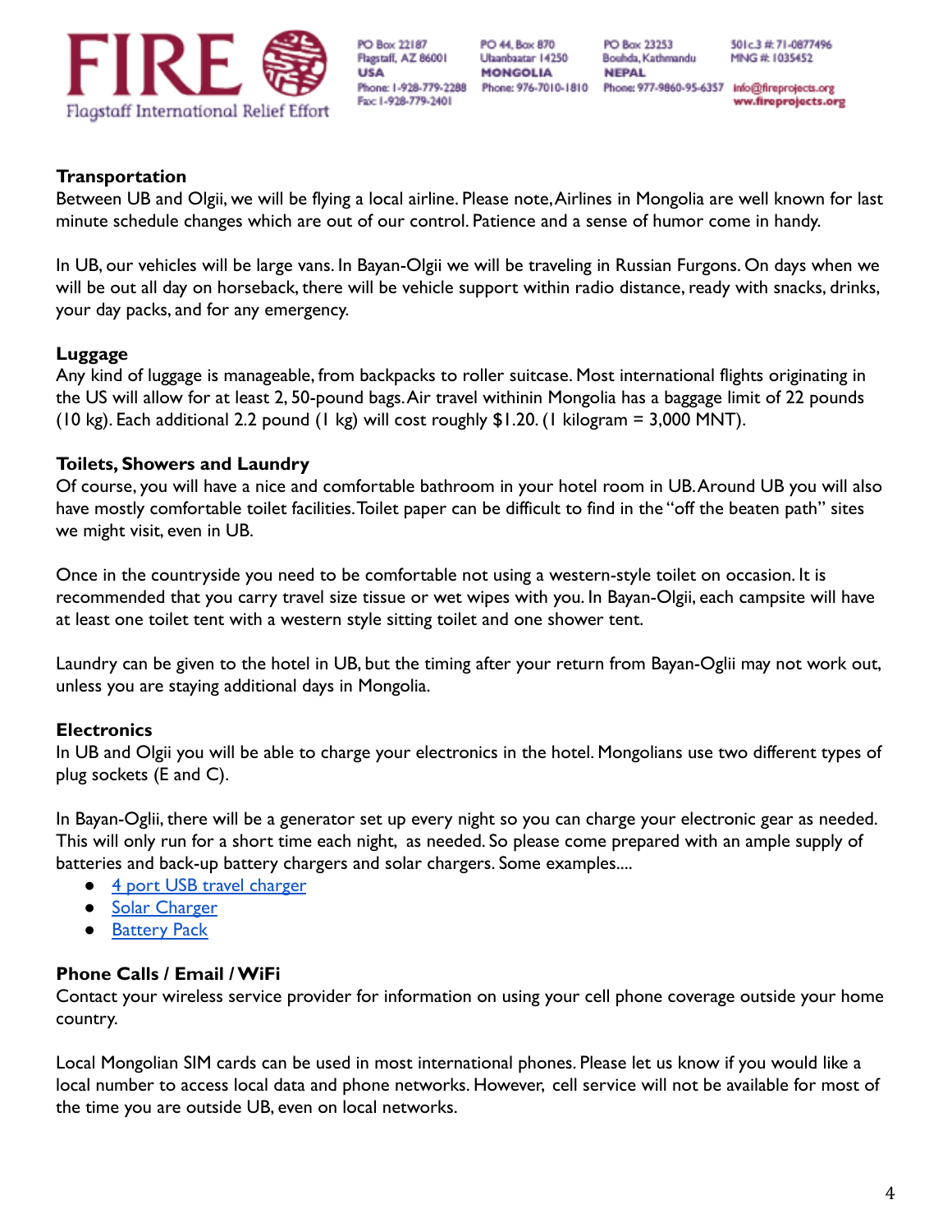**Transportation**

Between UB and Olgii, we will be flying a local airline. Please note, Airlines in Mongolia are well known for last minute schedule changes which are out of our control. Patience and a sense of humor come in handy.

In UB, our vehicles will be large vans. In Bayan-Olgii we will be traveling in Russian Furgons. On days when we will be out all day on horseback, there will be vehicle support within radio distance, ready with snacks, drinks, your day packs, and for any emergency.

**Luggage**

Any kind of luggage is manageable, from backpacks to roller suitcase. Most international flights originating in the US will allow for at least 2, 50-pound bags. Air travel withinin Mongolia has a baggage limit of 22 pounds (10 kg). Each additional 2.2 pound (1 kg) will cost roughly $1.20. (1 kilogram = 3,000 MNT).

**Toilets, Showers and Laundry**

Of course, you will have a nice and comfortable bathroom in your hotel room in UB. Around UB you will also have mostly comfortable toilet facilities. Toilet paper can be difficult to find in the "off the beaten path" sites we might visit, even in UB.

Once in the countryside you need to be comfortable not using a western-style toilet on occasion. It is recommended that you carry travel size tissue or wet wipes with you. In Bayan-Olgii, each campsite will have at least one toilet tent with a western style sitting toilet and one shower tent.

Laundry can be given to the hotel in UB, but the timing after your return from Bayan-Oglii may not work out, unless you are staying additional days in Mongolia.

**Electronics**

In UB and Olgii you will be able to charge your electronics in the hotel. Mongolians use two different types of plug sockets (E and C).

In Bayan-Oglii, there will be a generator set up every night so you can charge your electronic gear as needed. This will only run for a short time each night, as needed. So please come prepared with an ample supply of batteries and back-up battery chargers and solar chargers. Some examples....

- 4 port USB travel charger
- Solar Charger
- Battery Pack

**Phone Calls / Email / WiFi**

Contact your wireless service provider for information on using your cell phone coverage outside your home country.

Local Mongolian SIM cards can be used in most international phones. Please let us know if you would like a local number to access local data and phone networks. However, cell service will not be available for most of the time you are outside UB, even on local networks.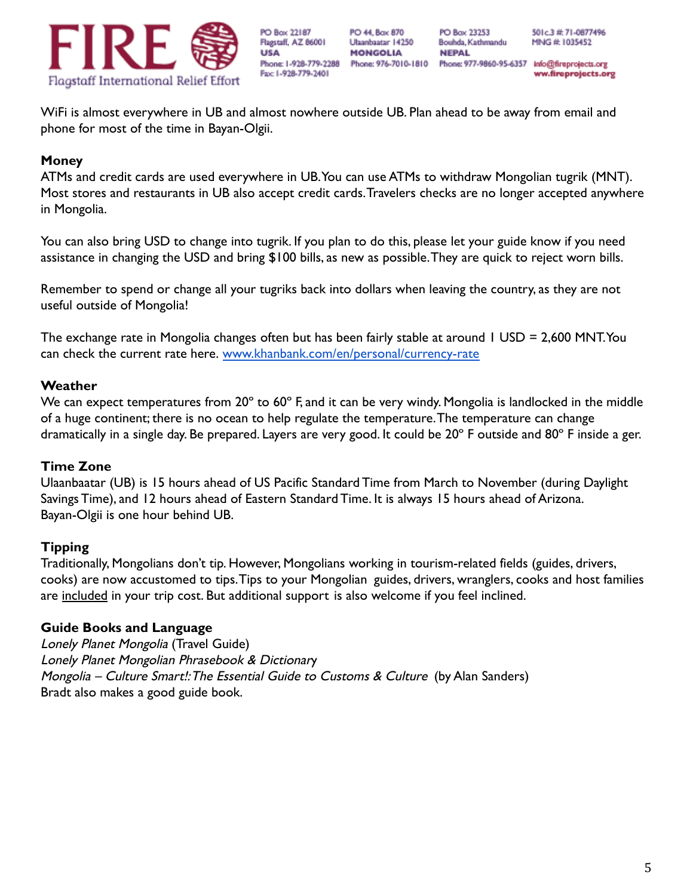WiFi is almost everywhere in UB and almost nowhere outside UB. Plan ahead to be away from email and phone for most of the time in Bayan-Olgii.

**Money**
ATMs and credit cards are used everywhere in UB. You can use ATMs to withdraw Mongolian tugrik (MNT). Most stores and restaurants in UB also accept credit cards. Travelers checks are no longer accepted anywhere in Mongolia.

You can also bring USD to change into tugrik. If you plan to do this, please let your guide know if you need assistance in changing the USD and bring $100 bills, as new as possible. They are quick to reject worn bills.

Remember to spend or change all your tugriks back into dollars when leaving the country, as they are not useful outside of Mongolia!

The exchange rate in Mongolia changes often but has been fairly stable at around 1 USD = 2,600 MNT. You can check the current rate here. [www.khanbank.com/en/personal/currency-rate](www.khanbank.com/en/personal/currency-rate)

**Weather**
We can expect temperatures from 20° to 60° F, and it can be very windy. Mongolia is landlocked in the middle of a huge continent; there is no ocean to help regulate the temperature. The temperature can change dramatically in a single day. Be prepared. Layers are very good. It could be 20° F outside and 80° F inside a ger.

**Time Zone**
Ulaanbaatar (UB) is 15 hours ahead of US Pacific Standard Time from March to November (during Daylight Savings Time), and 12 hours ahead of Eastern Standard Time. It is always 15 hours ahead of Arizona. Bayan-Olgii is one hour behind UB.

**Tipping**
Traditionally, Mongolians don't tip. However, Mongolians working in tourism-related fields (guides, drivers, cooks) are now accustomed to tips. Tips to your Mongolian guides, drivers, wranglers, cooks and host families are included in your trip cost. But additional support is also welcome if you feel inclined.

**Guide Books and Language**
*Lonely Planet Mongolia* (Travel Guide)
*Lonely Planet Mongolian Phrasebook & Dictionary*
*Mongolia – Culture Smart!: The Essential Guide to Customs & Culture* (by Alan Sanders)
Bradt also makes a good guide book.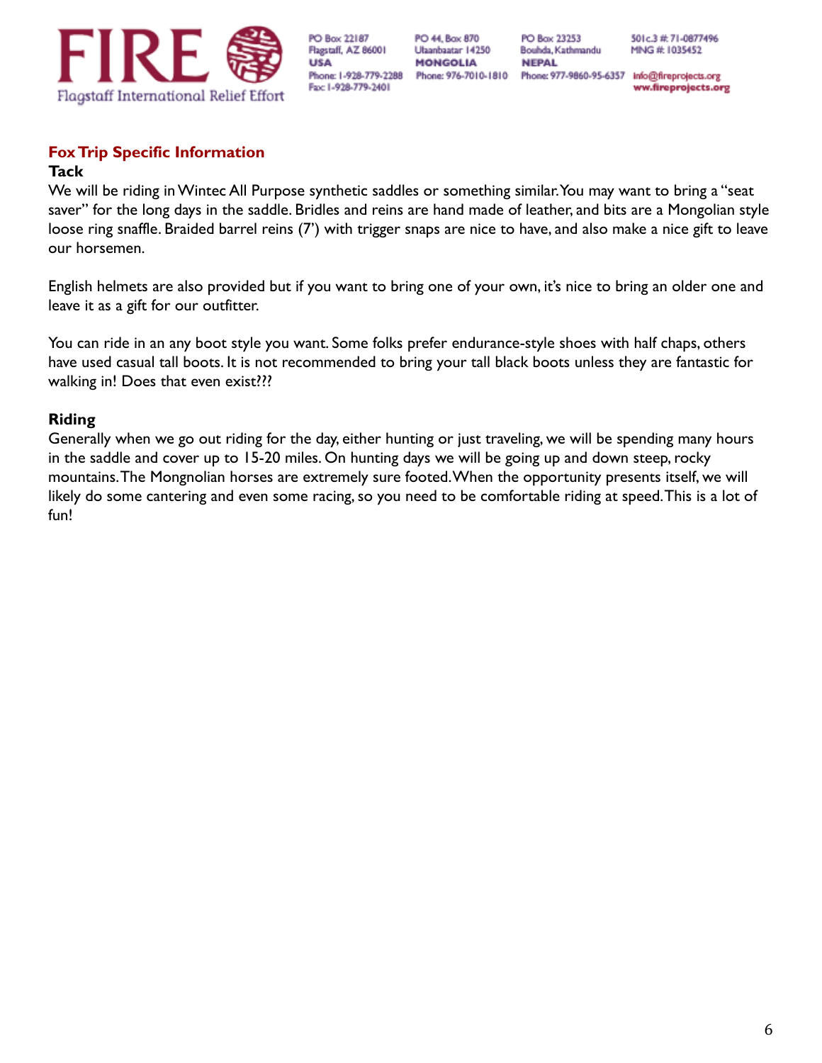## Fox Trip Specific Information

### Tack

We will be riding in Wintec All Purpose synthetic saddles or something similar. You may want to bring a "seat saver" for the long days in the saddle. Bridles and reins are hand made of leather, and bits are a Mongolian style loose ring snaffle. Braided barrel reins (7') with trigger snaps are nice to have, and also make a nice gift to leave our horsemen.

English helmets are also provided but if you want to bring one of your own, it's nice to bring an older one and leave it as a gift for our outfitter.

You can ride in an any boot style you want. Some folks prefer endurance-style shoes with half chaps, others have used casual tall boots. It is not recommended to bring your tall black boots unless they are fantastic for walking in! Does that even exist???

### Riding

Generally when we go out riding for the day, either hunting or just traveling, we will be spending many hours in the saddle and cover up to 15-20 miles. On hunting days we will be going up and down steep, rocky mountains. The Mongnolian horses are extremely sure footed. When the opportunity presents itself, we will likely do some cantering and even some racing, so you need to be comfortable riding at speed. This is a lot of fun!